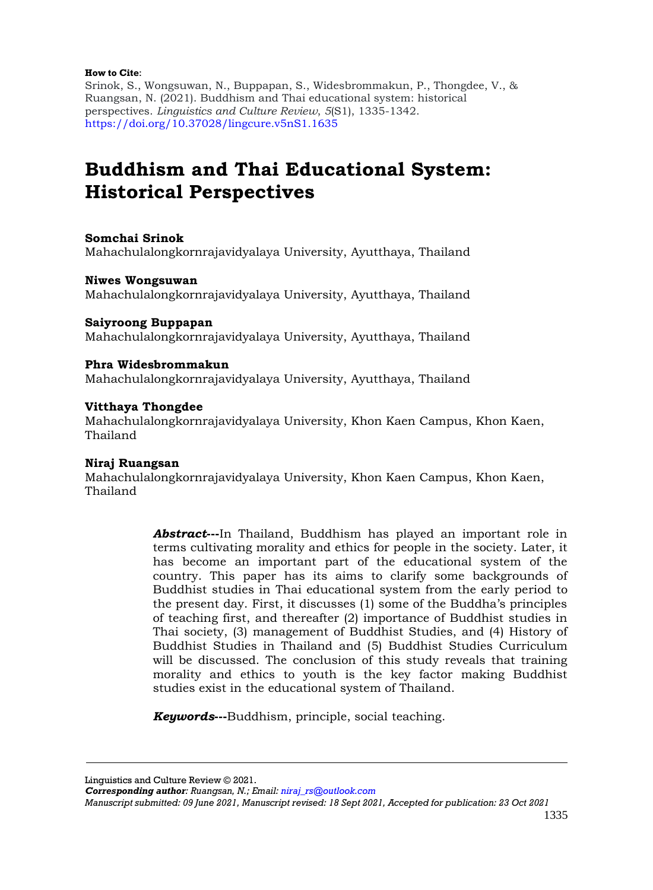**How to Cite**:

Srinok, S., Wongsuwan, N., Buppapan, S., Widesbrommakun, P., Thongdee, V., & Ruangsan, N. (2021). Buddhism and Thai educational system: historical perspectives. *Linguistics and Culture Review*, *5*(S1), 1335-1342. https://doi.org/10.37028/lingcure.v5nS1.1635

# Buddhism and Thai Educational System: Historical Perspectives

**Somchai Srinok**
Mahachulalongkornrajavidyalaya University, Ayutthaya, Thailand

**Niwes Wongsuwan**
Mahachulalongkornrajavidyalaya University, Ayutthaya, Thailand

**Saiyroong Buppapan**
Mahachulalongkornrajavidyalaya University, Ayutthaya, Thailand

**Phra Widesbrommakun**
Mahachulalongkornrajavidyalaya University, Ayutthaya, Thailand

**Vitthaya Thongdee**
Mahachulalongkornrajavidyalaya University, Khon Kaen Campus, Khon Kaen, Thailand

**Niraj Ruangsan**
Mahachulalongkornrajavidyalaya University, Khon Kaen Campus, Khon Kaen, Thailand

***Abstract*---**In Thailand, Buddhism has played an important role in terms cultivating morality and ethics for people in the society. Later, it has become an important part of the educational system of the country. This paper has its aims to clarify some backgrounds of Buddhist studies in Thai educational system from the early period to the present day. First, it discusses (1) some of the Buddha's principles of teaching first, and thereafter (2) importance of Buddhist studies in Thai society, (3) management of Buddhist Studies, and (4) History of Buddhist Studies in Thailand and (5) Buddhist Studies Curriculum will be discussed. The conclusion of this study reveals that training morality and ethics to youth is the key factor making Buddhist studies exist in the educational system of Thailand.

***Keywords*---**Buddhism, principle, social teaching.

---

Linguistics and Culture Review © 2021.
***Corresponding author****: Ruangsan, N.; Email: niraj_rs@outlook.com*
*Manuscript submitted: 09 June 2021, Manuscript revised: 18 Sept 2021, Accepted for publication: 23 Oct 2021*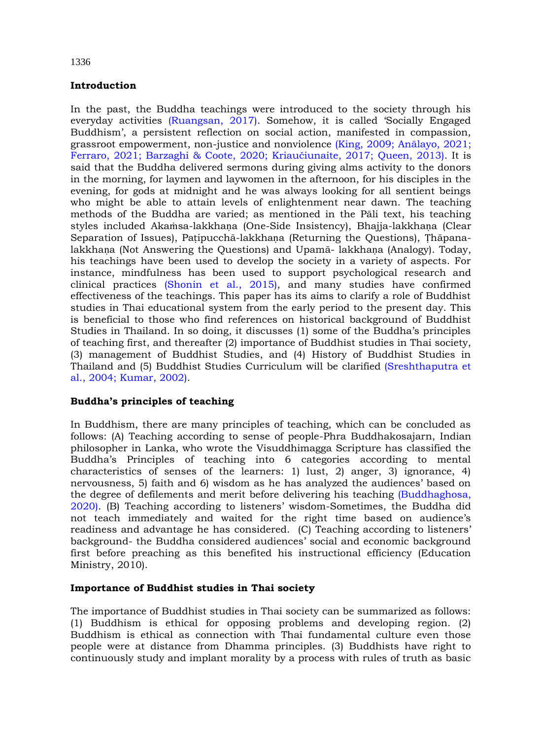## Introduction

In the past, the Buddha teachings were introduced to the society through his everyday activities (Ruangsan, 2017). Somehow, it is called 'Socially Engaged Buddhism', a persistent reflection on social action, manifested in compassion, grassroot empowerment, non-justice and nonviolence (King, 2009; Anālayo, 2021; Ferraro, 2021; Barzaghi & Coote, 2020; Kriaučiunaite, 2017; Queen, 2013). It is said that the Buddha delivered sermons during giving alms activity to the donors in the morning, for laymen and laywomen in the afternoon, for his disciples in the evening, for gods at midnight and he was always looking for all sentient beings who might be able to attain levels of enlightenment near dawn. The teaching methods of the Buddha are varied; as mentioned in the Pāli text, his teaching styles included Akaṁsa-lakkhaṇa (One-Side Insistency), Bhajja-lakkhaṇa (Clear Separation of Issues), Paṭipucchā-lakkhaṇa (Returning the Questions), Ṭhāpana-lakkhaṇa (Not Answering the Questions) and Upamā- lakkhaṇa (Analogy). Today, his teachings have been used to develop the society in a variety of aspects. For instance, mindfulness has been used to support psychological research and clinical practices (Shonin et al., 2015), and many studies have confirmed effectiveness of the teachings. This paper has its aims to clarify a role of Buddhist studies in Thai educational system from the early period to the present day. This is beneficial to those who find references on historical background of Buddhist Studies in Thailand. In so doing, it discusses (1) some of the Buddha's principles of teaching first, and thereafter (2) importance of Buddhist studies in Thai society, (3) management of Buddhist Studies, and (4) History of Buddhist Studies in Thailand and (5) Buddhist Studies Curriculum will be clarified (Sreshthaputra et al., 2004; Kumar, 2002).

## Buddha's principles of teaching

In Buddhism, there are many principles of teaching, which can be concluded as follows: (A) Teaching according to sense of people-Phra Buddhakosajarn, Indian philosopher in Lanka, who wrote the Visuddhimagga Scripture has classified the Buddha's Principles of teaching into 6 categories according to mental characteristics of senses of the learners: 1) lust, 2) anger, 3) ignorance, 4) nervousness, 5) faith and 6) wisdom as he has analyzed the audiences' based on the degree of defilements and merit before delivering his teaching (Buddhaghosa, 2020). (B) Teaching according to listeners' wisdom-Sometimes, the Buddha did not teach immediately and waited for the right time based on audience's readiness and advantage he has considered. (C) Teaching according to listeners' background- the Buddha considered audiences' social and economic background first before preaching as this benefited his instructional efficiency (Education Ministry, 2010).

## Importance of Buddhist studies in Thai society

The importance of Buddhist studies in Thai society can be summarized as follows: (1) Buddhism is ethical for opposing problems and developing region. (2) Buddhism is ethical as connection with Thai fundamental culture even those people were at distance from Dhamma principles. (3) Buddhists have right to continuously study and implant morality by a process with rules of truth as basic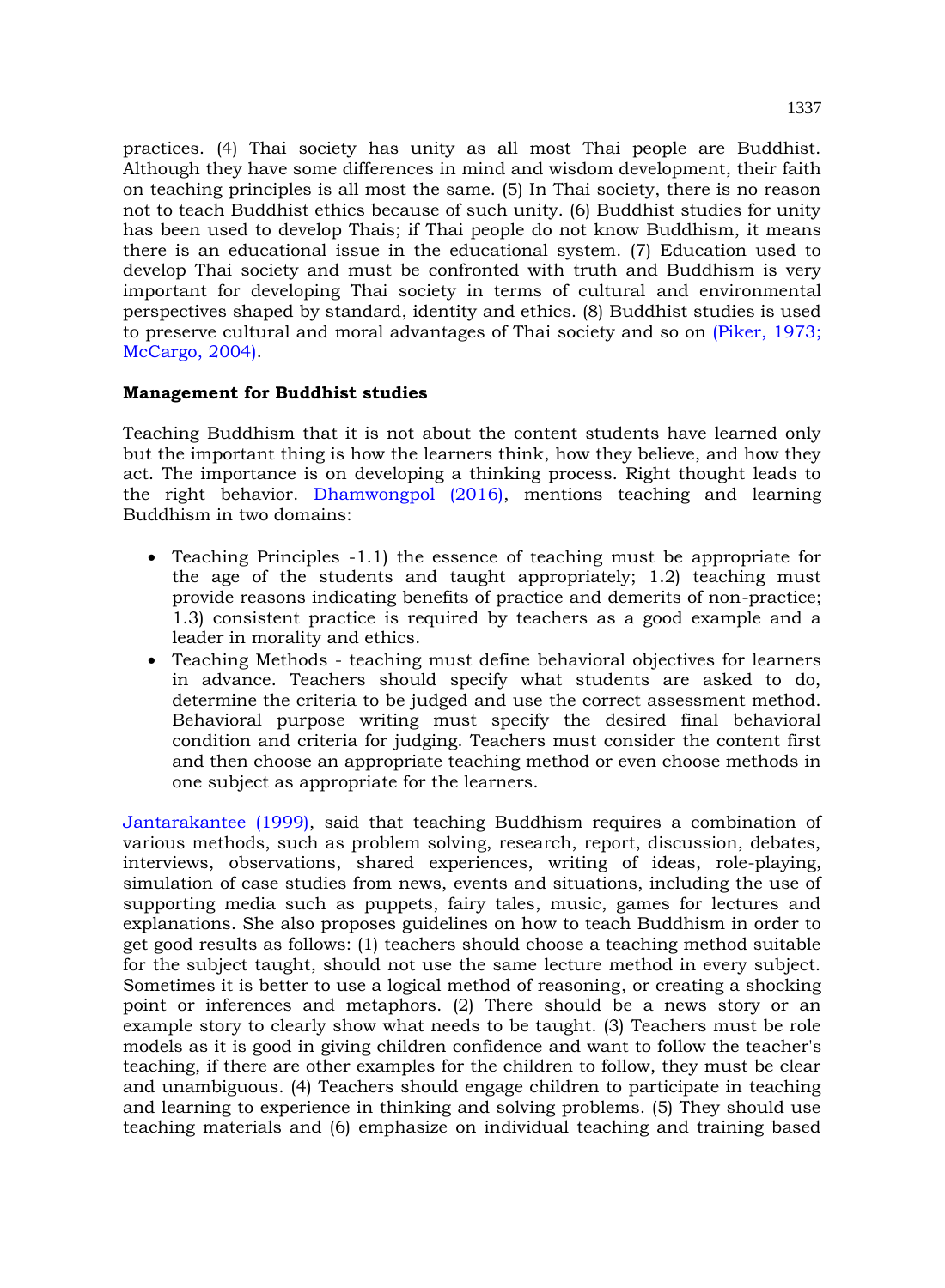practices. (4) Thai society has unity as all most Thai people are Buddhist. Although they have some differences in mind and wisdom development, their faith on teaching principles is all most the same. (5) In Thai society, there is no reason not to teach Buddhist ethics because of such unity. (6) Buddhist studies for unity has been used to develop Thais; if Thai people do not know Buddhism, it means there is an educational issue in the educational system. (7) Education used to develop Thai society and must be confronted with truth and Buddhism is very important for developing Thai society in terms of cultural and environmental perspectives shaped by standard, identity and ethics. (8) Buddhist studies is used to preserve cultural and moral advantages of Thai society and so on (Piker, 1973; McCargo, 2004).

**Management for Buddhist studies**

Teaching Buddhism that it is not about the content students have learned only but the important thing is how the learners think, how they believe, and how they act. The importance is on developing a thinking process. Right thought leads to the right behavior. Dhamwongpol (2016), mentions teaching and learning Buddhism in two domains:

- Teaching Principles -1.1) the essence of teaching must be appropriate for the age of the students and taught appropriately; 1.2) teaching must provide reasons indicating benefits of practice and demerits of non-practice; 1.3) consistent practice is required by teachers as a good example and a leader in morality and ethics.
- Teaching Methods - teaching must define behavioral objectives for learners in advance. Teachers should specify what students are asked to do, determine the criteria to be judged and use the correct assessment method. Behavioral purpose writing must specify the desired final behavioral condition and criteria for judging. Teachers must consider the content first and then choose an appropriate teaching method or even choose methods in one subject as appropriate for the learners.

Jantarakantee (1999), said that teaching Buddhism requires a combination of various methods, such as problem solving, research, report, discussion, debates, interviews, observations, shared experiences, writing of ideas, role-playing, simulation of case studies from news, events and situations, including the use of supporting media such as puppets, fairy tales, music, games for lectures and explanations. She also proposes guidelines on how to teach Buddhism in order to get good results as follows: (1) teachers should choose a teaching method suitable for the subject taught, should not use the same lecture method in every subject. Sometimes it is better to use a logical method of reasoning, or creating a shocking point or inferences and metaphors. (2) There should be a news story or an example story to clearly show what needs to be taught. (3) Teachers must be role models as it is good in giving children confidence and want to follow the teacher's teaching, if there are other examples for the children to follow, they must be clear and unambiguous. (4) Teachers should engage children to participate in teaching and learning to experience in thinking and solving problems. (5) They should use teaching materials and (6) emphasize on individual teaching and training based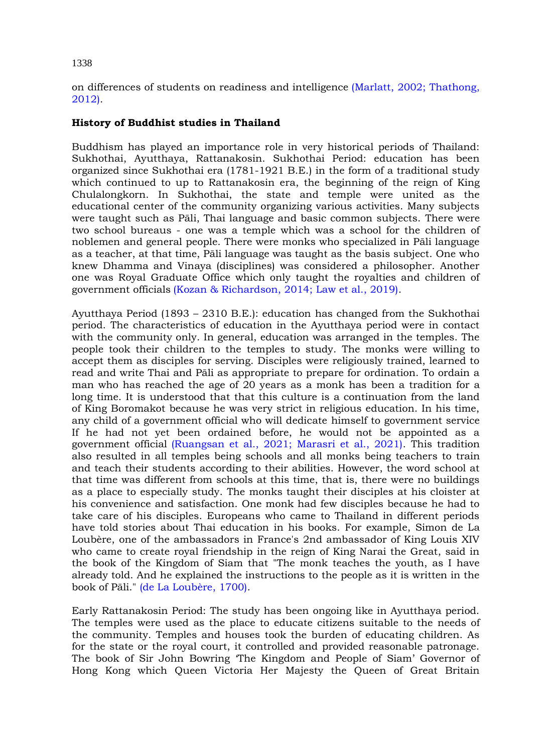on differences of students on readiness and intelligence (Marlatt, 2002; Thathong, 2012).

**History of Buddhist studies in Thailand**

Buddhism has played an importance role in very historical periods of Thailand: Sukhothai, Ayutthaya, Rattanakosin. Sukhothai Period: education has been organized since Sukhothai era (1781-1921 B.E.) in the form of a traditional study which continued to up to Rattanakosin era, the beginning of the reign of King Chulalongkorn. In Sukhothai, the state and temple were united as the educational center of the community organizing various activities. Many subjects were taught such as Pāli, Thai language and basic common subjects. There were two school bureaus - one was a temple which was a school for the children of noblemen and general people. There were monks who specialized in Pāli language as a teacher, at that time, Pāli language was taught as the basis subject. One who knew Dhamma and Vinaya (disciplines) was considered a philosopher. Another one was Royal Graduate Office which only taught the royalties and children of government officials (Kozan & Richardson, 2014; Law et al., 2019).

Ayutthaya Period (1893 – 2310 B.E.): education has changed from the Sukhothai period. The characteristics of education in the Ayutthaya period were in contact with the community only. In general, education was arranged in the temples. The people took their children to the temples to study. The monks were willing to accept them as disciples for serving. Disciples were religiously trained, learned to read and write Thai and Pāli as appropriate to prepare for ordination. To ordain a man who has reached the age of 20 years as a monk has been a tradition for a long time. It is understood that that this culture is a continuation from the land of King Boromakot because he was very strict in religious education. In his time, any child of a government official who will dedicate himself to government service If he had not yet been ordained before, he would not be appointed as a government official (Ruangsan et al., 2021; Marasri et al., 2021). This tradition also resulted in all temples being schools and all monks being teachers to train and teach their students according to their abilities. However, the word school at that time was different from schools at this time, that is, there were no buildings as a place to especially study. The monks taught their disciples at his cloister at his convenience and satisfaction. One monk had few disciples because he had to take care of his disciples. Europeans who came to Thailand in different periods have told stories about Thai education in his books. For example, Simon de La Loubère, one of the ambassadors in France's 2nd ambassador of King Louis XIV who came to create royal friendship in the reign of King Narai the Great, said in the book of the Kingdom of Siam that "The monk teaches the youth, as I have already told. And he explained the instructions to the people as it is written in the book of Pāli." (de La Loubère, 1700).

Early Rattanakosin Period: The study has been ongoing like in Ayutthaya period. The temples were used as the place to educate citizens suitable to the needs of the community. Temples and houses took the burden of educating children. As for the state or the royal court, it controlled and provided reasonable patronage. The book of Sir John Bowring 'The Kingdom and People of Siam' Governor of Hong Kong which Queen Victoria Her Majesty the Queen of Great Britain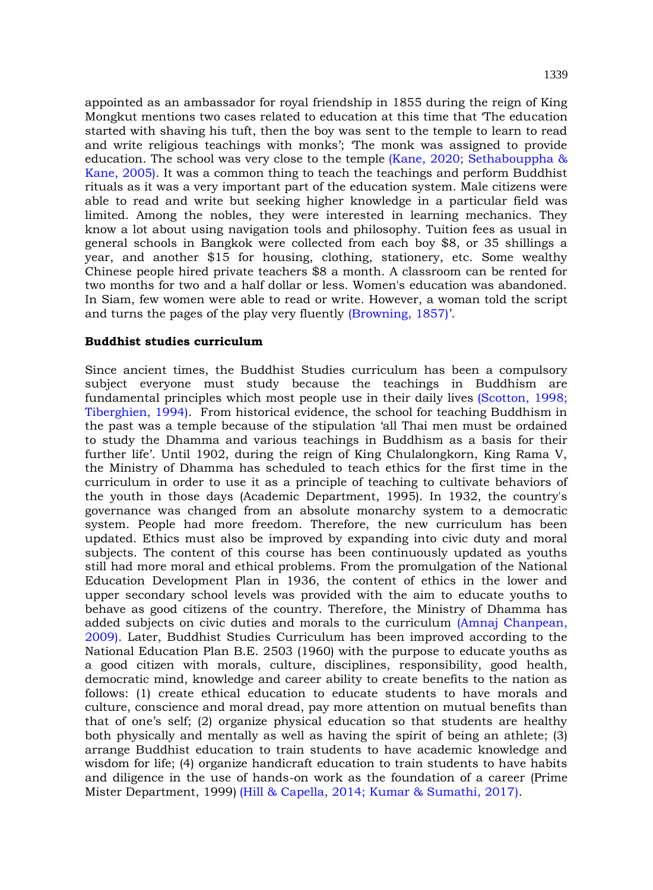appointed as an ambassador for royal friendship in 1855 during the reign of King Mongkut mentions two cases related to education at this time that 'The education started with shaving his tuft, then the boy was sent to the temple to learn to read and write religious teachings with monks'; 'The monk was assigned to provide education. The school was very close to the temple (Kane, 2020; Sethabouppha & Kane, 2005). It was a common thing to teach the teachings and perform Buddhist rituals as it was a very important part of the education system. Male citizens were able to read and write but seeking higher knowledge in a particular field was limited. Among the nobles, they were interested in learning mechanics. They know a lot about using navigation tools and philosophy. Tuition fees as usual in general schools in Bangkok were collected from each boy $8, or 35 shillings a year, and another $15 for housing, clothing, stationery, etc. Some wealthy Chinese people hired private teachers $8 a month. A classroom can be rented for two months for two and a half dollar or less. Women's education was abandoned. In Siam, few women were able to read or write. However, a woman told the script and turns the pages of the play very fluently (Browning, 1857)'.

**Buddhist studies curriculum**

Since ancient times, the Buddhist Studies curriculum has been a compulsory subject everyone must study because the teachings in Buddhism are fundamental principles which most people use in their daily lives (Scotton, 1998; Tiberghien, 1994). From historical evidence, the school for teaching Buddhism in the past was a temple because of the stipulation 'all Thai men must be ordained to study the Dhamma and various teachings in Buddhism as a basis for their further life'. Until 1902, during the reign of King Chulalongkorn, King Rama V, the Ministry of Dhamma has scheduled to teach ethics for the first time in the curriculum in order to use it as a principle of teaching to cultivate behaviors of the youth in those days (Academic Department, 1995). In 1932, the country's governance was changed from an absolute monarchy system to a democratic system. People had more freedom. Therefore, the new curriculum has been updated. Ethics must also be improved by expanding into civic duty and moral subjects. The content of this course has been continuously updated as youths still had more moral and ethical problems. From the promulgation of the National Education Development Plan in 1936, the content of ethics in the lower and upper secondary school levels was provided with the aim to educate youths to behave as good citizens of the country. Therefore, the Ministry of Dhamma has added subjects on civic duties and morals to the curriculum (Amnaj Chanpean, 2009). Later, Buddhist Studies Curriculum has been improved according to the National Education Plan B.E. 2503 (1960) with the purpose to educate youths as a good citizen with morals, culture, disciplines, responsibility, good health, democratic mind, knowledge and career ability to create benefits to the nation as follows: (1) create ethical education to educate students to have morals and culture, conscience and moral dread, pay more attention on mutual benefits than that of one's self; (2) organize physical education so that students are healthy both physically and mentally as well as having the spirit of being an athlete; (3) arrange Buddhist education to train students to have academic knowledge and wisdom for life; (4) organize handicraft education to train students to have habits and diligence in the use of hands-on work as the foundation of a career (Prime Mister Department, 1999) (Hill & Capella, 2014; Kumar & Sumathi, 2017).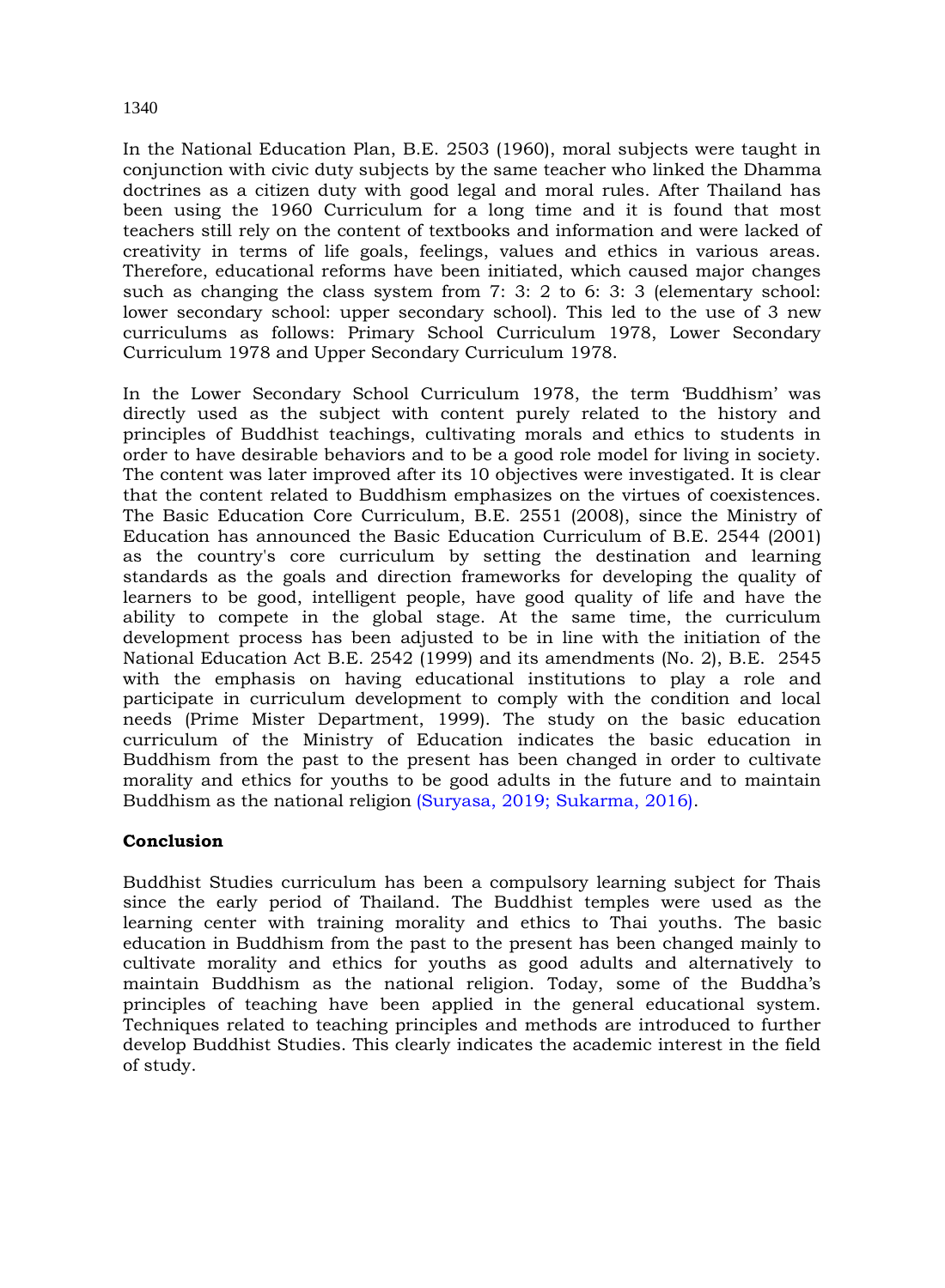In the National Education Plan, B.E. 2503 (1960), moral subjects were taught in conjunction with civic duty subjects by the same teacher who linked the Dhamma doctrines as a citizen duty with good legal and moral rules. After Thailand has been using the 1960 Curriculum for a long time and it is found that most teachers still rely on the content of textbooks and information and were lacked of creativity in terms of life goals, feelings, values and ethics in various areas. Therefore, educational reforms have been initiated, which caused major changes such as changing the class system from 7: 3: 2 to 6: 3: 3 (elementary school: lower secondary school: upper secondary school). This led to the use of 3 new curriculums as follows: Primary School Curriculum 1978, Lower Secondary Curriculum 1978 and Upper Secondary Curriculum 1978.

In the Lower Secondary School Curriculum 1978, the term 'Buddhism' was directly used as the subject with content purely related to the history and principles of Buddhist teachings, cultivating morals and ethics to students in order to have desirable behaviors and to be a good role model for living in society. The content was later improved after its 10 objectives were investigated. It is clear that the content related to Buddhism emphasizes on the virtues of coexistences. The Basic Education Core Curriculum, B.E. 2551 (2008), since the Ministry of Education has announced the Basic Education Curriculum of B.E. 2544 (2001) as the country's core curriculum by setting the destination and learning standards as the goals and direction frameworks for developing the quality of learners to be good, intelligent people, have good quality of life and have the ability to compete in the global stage. At the same time, the curriculum development process has been adjusted to be in line with the initiation of the National Education Act B.E. 2542 (1999) and its amendments (No. 2), B.E. 2545 with the emphasis on having educational institutions to play a role and participate in curriculum development to comply with the condition and local needs (Prime Mister Department, 1999). The study on the basic education curriculum of the Ministry of Education indicates the basic education in Buddhism from the past to the present has been changed in order to cultivate morality and ethics for youths to be good adults in the future and to maintain Buddhism as the national religion (Suryasa, 2019; Sukarma, 2016).

## Conclusion

Buddhist Studies curriculum has been a compulsory learning subject for Thais since the early period of Thailand. The Buddhist temples were used as the learning center with training morality and ethics to Thai youths. The basic education in Buddhism from the past to the present has been changed mainly to cultivate morality and ethics for youths as good adults and alternatively to maintain Buddhism as the national religion. Today, some of the Buddha's principles of teaching have been applied in the general educational system. Techniques related to teaching principles and methods are introduced to further develop Buddhist Studies. This clearly indicates the academic interest in the field of study.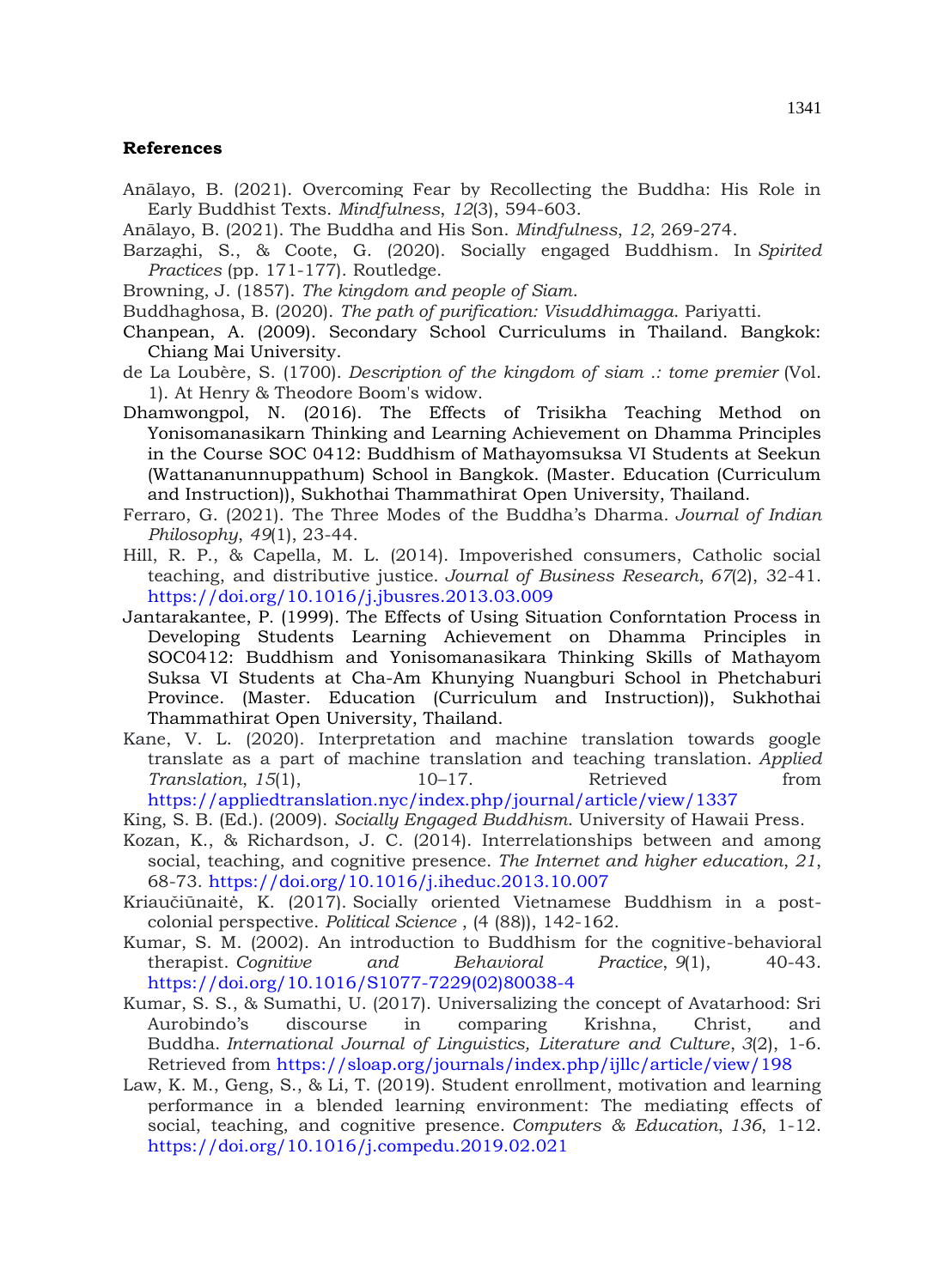**References**

Anālayo, B. (2021). Overcoming Fear by Recollecting the Buddha: His Role in Early Buddhist Texts. *Mindfulness*, *12*(3), 594-603.

Anālayo, B. (2021). The Buddha and His Son. *Mindfulness*, *12*, 269-274.

Barzaghi, S., & Coote, G. (2020). Socially engaged Buddhism. In *Spirited Practices* (pp. 171-177). Routledge.

Browning, J. (1857). *The kingdom and people of Siam*.

Buddhaghosa, B. (2020). *The path of purification: Visuddhimagga*. Pariyatti.

Chanpean, A. (2009). Secondary School Curriculums in Thailand. Bangkok: Chiang Mai University.

de La Loubère, S. (1700). *Description of the kingdom of siam .: tome premier* (Vol. 1). At Henry & Theodore Boom's widow.

Dhamwongpol, N. (2016). The Effects of Trisikha Teaching Method on Yonisomanasikarn Thinking and Learning Achievement on Dhamma Principles in the Course SOC 0412: Buddhism of Mathayomsuksa VI Students at Seekun (Wattananunnuppathum) School in Bangkok. (Master. Education (Curriculum and Instruction)), Sukhothai Thammathirat Open University, Thailand.

Ferraro, G. (2021). The Three Modes of the Buddha's Dharma. *Journal of Indian Philosophy*, *49*(1), 23-44.

Hill, R. P., & Capella, M. L. (2014). Impoverished consumers, Catholic social teaching, and distributive justice. *Journal of Business Research*, *67*(2), 32-41. https://doi.org/10.1016/j.jbusres.2013.03.009

Jantarakantee, P. (1999). The Effects of Using Situation Confornt­ation Process in Developing Students Learning Achievement on Dhamma Principles in SOC0412: Buddhism and Yonisomanasikara Thinking Skills of Mathayom Suksa VI Students at Cha-Am Khunying Nuangburi School in Phetchaburi Province. (Master. Education (Curriculum and Instruction)), Sukhothai Thammathirat Open University, Thailand.

Kane, V. L. (2020). Interpretation and machine translation towards google translate as a part of machine translation and teaching translation. *Applied Translation*, *15*(1), 10–17. Retrieved from https://appliedtranslation.nyc/index.php/journal/article/view/1337

King, S. B. (Ed.). (2009). *Socially Engaged Buddhism*. University of Hawaii Press.

Kozan, K., & Richardson, J. C. (2014). Interrelationships between and among social, teaching, and cognitive presence. *The Internet and higher education*, *21*, 68-73. https://doi.org/10.1016/j.iheduc.2013.10.007

Kriaučiūnaitė, K. (2017). Socially oriented Vietnamese Buddhism in a post-colonial perspective. *Political Science* , (4 (88)), 142-162.

Kumar, S. M. (2002). An introduction to Buddhism for the cognitive-behavioral therapist. *Cognitive and Behavioral Practice*, *9*(1), 40-43. https://doi.org/10.1016/S1077-7229(02)80038-4

Kumar, S. S., & Sumathi, U. (2017). Universalizing the concept of Avatarhood: Sri Aurobindo's discourse in comparing Krishna, Christ, and Buddha. *International Journal of Linguistics, Literature and Culture*, *3*(2), 1-6. Retrieved from https://sloap.org/journals/index.php/ijllc/article/view/198

Law, K. M., Geng, S., & Li, T. (2019). Student enrollment, motivation and learning performance in a blended learning environment: The mediating effects of social, teaching, and cognitive presence. *Computers & Education*, *136*, 1-12. https://doi.org/10.1016/j.compedu.2019.02.021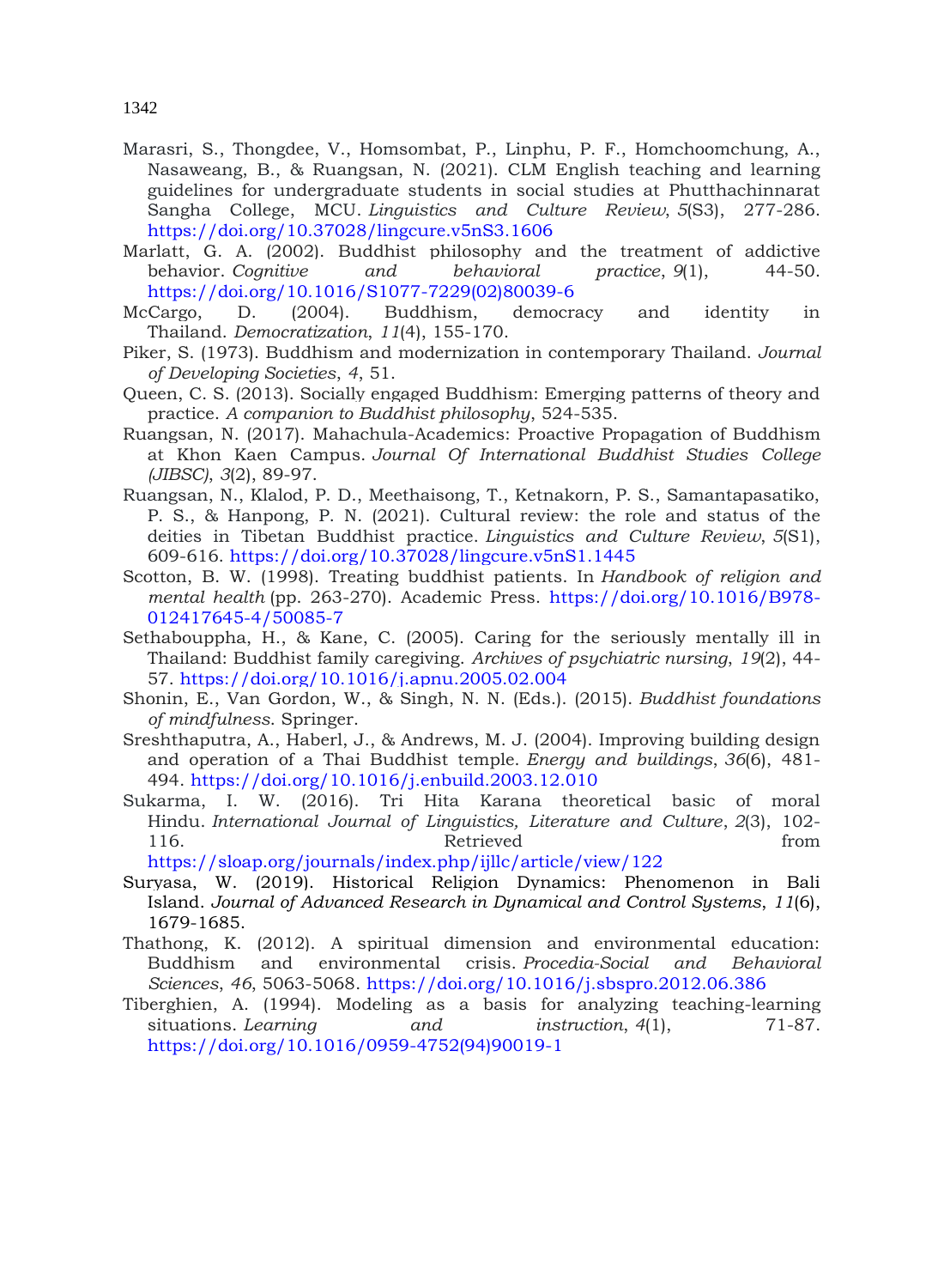Marasri, S., Thongdee, V., Homsombat, P., Linphu, P. F., Homchoomchung, A., Nasaweang, B., & Ruangsan, N. (2021). CLM English teaching and learning guidelines for undergraduate students in social studies at Phutthachinnarat Sangha College, MCU. *Linguistics and Culture Review*, *5*(S3), 277-286. https://doi.org/10.37028/lingcure.v5nS3.1606

Marlatt, G. A. (2002). Buddhist philosophy and the treatment of addictive behavior. *Cognitive and behavioral practice*, *9*(1), 44-50. https://doi.org/10.1016/S1077-7229(02)80039-6

McCargo, D. (2004). Buddhism, democracy and identity in Thailand. *Democratization*, *11*(4), 155-170.

Piker, S. (1973). Buddhism and modernization in contemporary Thailand. *Journal of Developing Societies*, *4*, 51.

Queen, C. S. (2013). Socially engaged Buddhism: Emerging patterns of theory and practice. *A companion to Buddhist philosophy*, 524-535.

Ruangsan, N. (2017). Mahachula-Academics: Proactive Propagation of Buddhism at Khon Kaen Campus. *Journal Of International Buddhist Studies College (JIBSC)*, *3*(2), 89-97.

Ruangsan, N., Klalod, P. D., Meethaisong, T., Ketnakorn, P. S., Samantapasatiko, P. S., & Hanpong, P. N. (2021). Cultural review: the role and status of the deities in Tibetan Buddhist practice. *Linguistics and Culture Review*, *5*(S1), 609-616. https://doi.org/10.37028/lingcure.v5nS1.1445

Scotton, B. W. (1998). Treating buddhist patients. In *Handbook of religion and mental health* (pp. 263-270). Academic Press. https://doi.org/10.1016/B978-012417645-4/50085-7

Sethabouppha, H., & Kane, C. (2005). Caring for the seriously mentally ill in Thailand: Buddhist family caregiving. *Archives of psychiatric nursing*, *19*(2), 44-57. https://doi.org/10.1016/j.apnu.2005.02.004

Shonin, E., Van Gordon, W., & Singh, N. N. (Eds.). (2015). *Buddhist foundations of mindfulness*. Springer.

Sreshthaputra, A., Haberl, J., & Andrews, M. J. (2004). Improving building design and operation of a Thai Buddhist temple. *Energy and buildings*, *36*(6), 481-494. https://doi.org/10.1016/j.enbuild.2003.12.010

Sukarma, I. W. (2016). Tri Hita Karana theoretical basic of moral Hindu. *International Journal of Linguistics, Literature and Culture*, *2*(3), 102-116. Retrieved from https://sloap.org/journals/index.php/ijllc/article/view/122

Suryasa, W. (2019). Historical Religion Dynamics: Phenomenon in Bali Island. *Journal of Advanced Research in Dynamical and Control Systems*, *11*(6), 1679-1685.

Thathong, K. (2012). A spiritual dimension and environmental education: Buddhism and environmental crisis. *Procedia-Social and Behavioral Sciences*, *46*, 5063-5068. https://doi.org/10.1016/j.sbspro.2012.06.386

Tiberghien, A. (1994). Modeling as a basis for analyzing teaching-learning situations. *Learning and instruction*, *4*(1), 71-87. https://doi.org/10.1016/0959-4752(94)90019-1